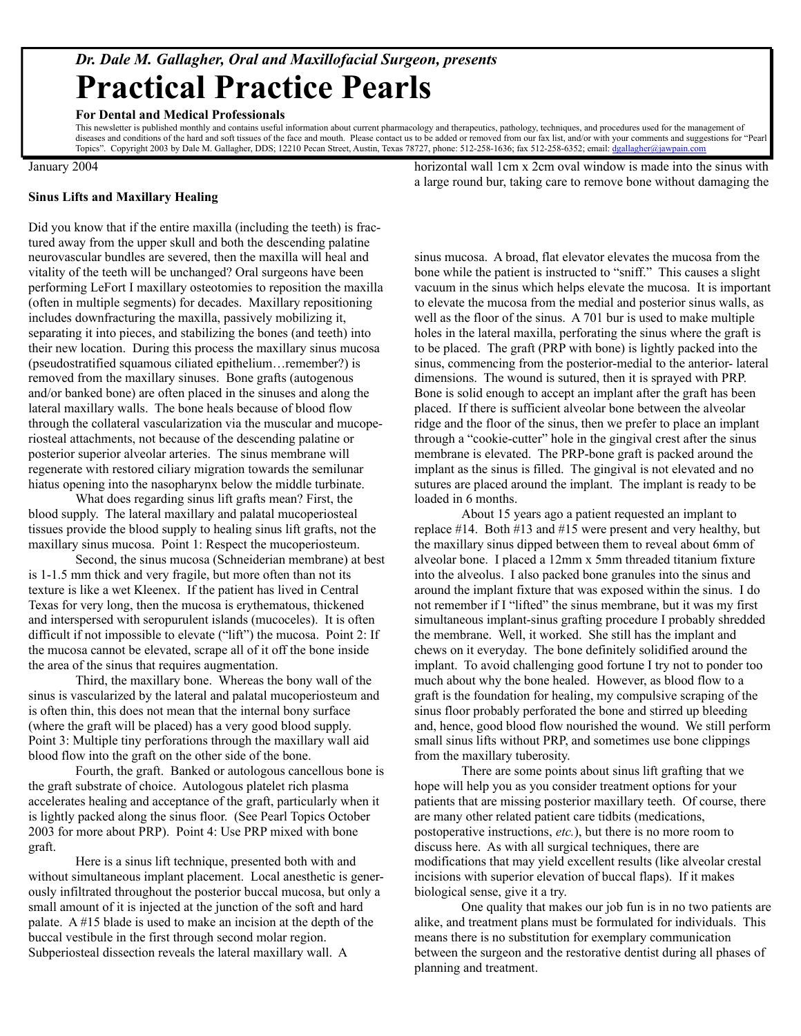*Dr. Dale M. Gallagher, Oral and Maxillofacial Surgeon, presents*

# Practical Practice Pearls

**For Dental and Medical Professionals**

This newsletter is published monthly and contains useful information about current pharmacology and therapeutics, pathology, techniques, and procedures used for the management of diseases and conditions of the hard and soft tissues of the face and mouth. Please contact us to be added or removed from our fax list, and/or with your comments and suggestions for "Pearl Topics". Copyright 2003 by Dale M. Gallagher, DDS; 12210 Pecan Street, Austin, Texas 78727, phone: 512-258-1636; fax 512-258-6352; email: dgallagher@jawpain.com

January 2004

**Sinus Lifts and Maxillary Healing**

Did you know that if the entire maxilla (including the teeth) is fractured away from the upper skull and both the descending palatine neurovascular bundles are severed, then the maxilla will heal and vitality of the teeth will be unchanged? Oral surgeons have been performing LeFort I maxillary osteotomies to reposition the maxilla (often in multiple segments) for decades. Maxillary repositioning includes downfracturing the maxilla, passively mobilizing it, separating it into pieces, and stabilizing the bones (and teeth) into their new location. During this process the maxillary sinus mucosa (pseudostratified squamous ciliated epithelium…remember?) is removed from the maxillary sinuses. Bone grafts (autogenous and/or banked bone) are often placed in the sinuses and along the lateral maxillary walls. The bone heals because of blood flow through the collateral vascularization via the muscular and mucoperiosteal attachments, not because of the descending palatine or posterior superior alveolar arteries. The sinus membrane will regenerate with restored ciliary migration towards the semilunar hiatus opening into the nasopharynx below the middle turbinate.

What does regarding sinus lift grafts mean? First, the blood supply. The lateral maxillary and palatal mucoperiosteal tissues provide the blood supply to healing sinus lift grafts, not the maxillary sinus mucosa. Point 1: Respect the mucoperiosteum.

Second, the sinus mucosa (Schneiderian membrane) at best is 1-1.5 mm thick and very fragile, but more often than not its texture is like a wet Kleenex. If the patient has lived in Central Texas for very long, then the mucosa is erythematous, thickened and interspersed with seropurulent islands (mucoceles). It is often difficult if not impossible to elevate ("lift") the mucosa. Point 2: If the mucosa cannot be elevated, scrape all of it off the bone inside the area of the sinus that requires augmentation.

Third, the maxillary bone. Whereas the bony wall of the sinus is vascularized by the lateral and palatal mucoperiosteum and is often thin, this does not mean that the internal bony surface (where the graft will be placed) has a very good blood supply. Point 3: Multiple tiny perforations through the maxillary wall aid blood flow into the graft on the other side of the bone.

Fourth, the graft. Banked or autologous cancellous bone is the graft substrate of choice. Autologous platelet rich plasma accelerates healing and acceptance of the graft, particularly when it is lightly packed along the sinus floor. (See Pearl Topics October 2003 for more about PRP). Point 4: Use PRP mixed with bone graft.

Here is a sinus lift technique, presented both with and without simultaneous implant placement. Local anesthetic is generously infiltrated throughout the posterior buccal mucosa, but only a small amount of it is injected at the junction of the soft and hard palate. A #15 blade is used to make an incision at the depth of the buccal vestibule in the first through second molar region. Subperiosteal dissection reveals the lateral maxillary wall. A horizontal wall 1cm x 2cm oval window is made into the sinus with a large round bur, taking care to remove bone without damaging the sinus mucosa. A broad, flat elevator elevates the mucosa from the bone while the patient is instructed to "sniff." This causes a slight vacuum in the sinus which helps elevate the mucosa. It is important to elevate the mucosa from the medial and posterior sinus walls, as well as the floor of the sinus. A 701 bur is used to make multiple holes in the lateral maxilla, perforating the sinus where the graft is to be placed. The graft (PRP with bone) is lightly packed into the sinus, commencing from the posterior-medial to the anterior- lateral dimensions. The wound is sutured, then it is sprayed with PRP. Bone is solid enough to accept an implant after the graft has been placed. If there is sufficient alveolar bone between the alveolar ridge and the floor of the sinus, then we prefer to place an implant through a "cookie-cutter" hole in the gingival crest after the sinus membrane is elevated. The PRP-bone graft is packed around the implant as the sinus is filled. The gingival is not elevated and no sutures are placed around the implant. The implant is ready to be loaded in 6 months.

About 15 years ago a patient requested an implant to replace #14. Both #13 and #15 were present and very healthy, but the maxillary sinus dipped between them to reveal about 6mm of alveolar bone. I placed a 12mm x 5mm threaded titanium fixture into the alveolus. I also packed bone granules into the sinus and around the implant fixture that was exposed within the sinus. I do not remember if I "lifted" the sinus membrane, but it was my first simultaneous implant-sinus grafting procedure I probably shredded the membrane. Well, it worked. She still has the implant and chews on it everyday. The bone definitely solidified around the implant. To avoid challenging good fortune I try not to ponder too much about why the bone healed. However, as blood flow to a graft is the foundation for healing, my compulsive scraping of the sinus floor probably perforated the bone and stirred up bleeding and, hence, good blood flow nourished the wound. We still perform small sinus lifts without PRP, and sometimes use bone clippings from the maxillary tuberosity.

There are some points about sinus lift grafting that we hope will help you as you consider treatment options for your patients that are missing posterior maxillary teeth. Of course, there are many other related patient care tidbits (medications, postoperative instructions, *etc.*), but there is no more room to discuss here. As with all surgical techniques, there are modifications that may yield excellent results (like alveolar crestal incisions with superior elevation of buccal flaps). If it makes biological sense, give it a try.

One quality that makes our job fun is in no two patients are alike, and treatment plans must be formulated for individuals. This means there is no substitution for exemplary communication between the surgeon and the restorative dentist during all phases of planning and treatment.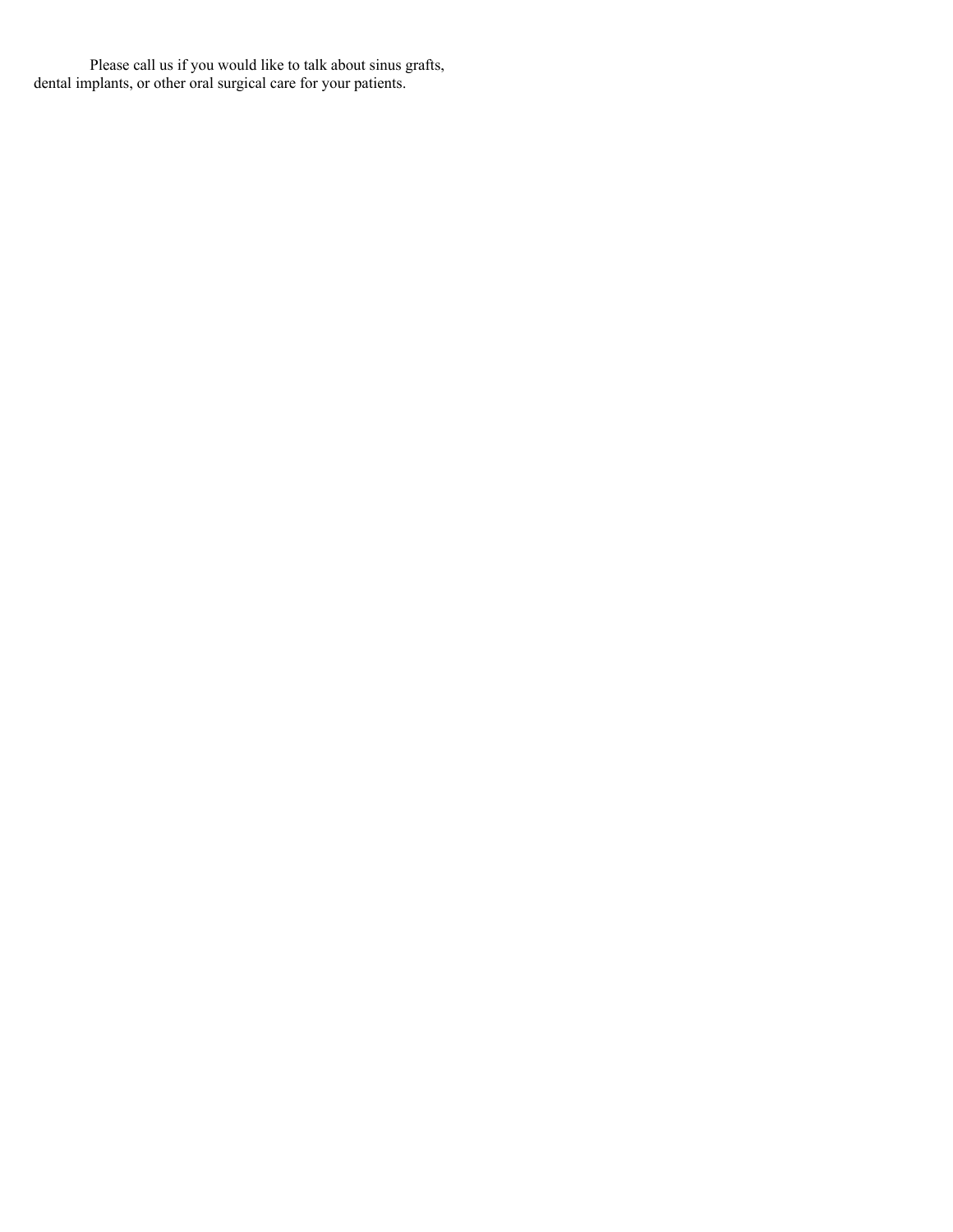Please call us if you would like to talk about sinus grafts, dental implants, or other oral surgical care for your patients.